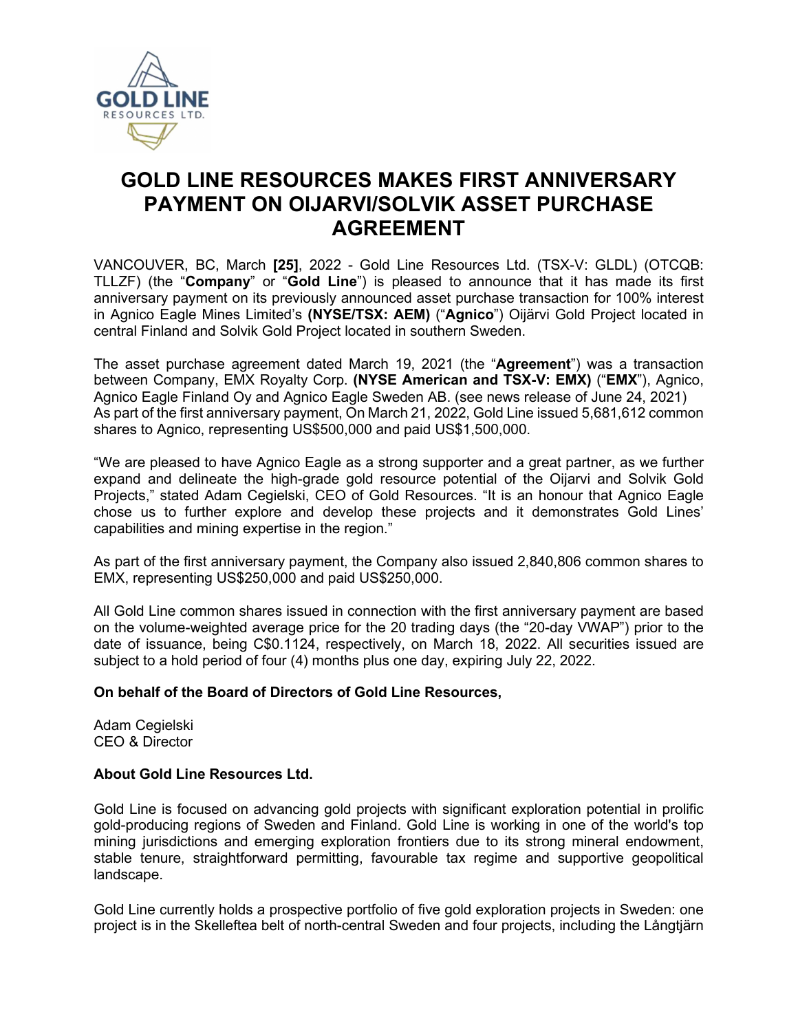# GOLD LINE RESOURCES MAKES FIRST ANNIVERSARY PAYMENT ON OIJARVI/SOLVIK ASSET PURCHASE AGREEMENT

VANCOUVER, BC, March **[25]**, 2022 - Gold Line Resources Ltd. (TSX-V: GLDL) (OTCQB: TLLZF) (the "**Company**" or "**Gold Line**") is pleased to announce that it has made its first anniversary payment on its previously announced asset purchase transaction for 100% interest in Agnico Eagle Mines Limited's **(NYSE/TSX: AEM)** ("**Agnico**") Oijärvi Gold Project located in central Finland and Solvik Gold Project located in southern Sweden.

The asset purchase agreement dated March 19, 2021 (the "**Agreement**") was a transaction between Company, EMX Royalty Corp. **(NYSE American and TSX-V: EMX)** ("**EMX**"), Agnico, Agnico Eagle Finland Oy and Agnico Eagle Sweden AB. (see news release of June 24, 2021) As part of the first anniversary payment, On March 21, 2022, Gold Line issued 5,681,612 common shares to Agnico, representing US$500,000 and paid US$1,500,000.

"We are pleased to have Agnico Eagle as a strong supporter and a great partner, as we further expand and delineate the high-grade gold resource potential of the Oijarvi and Solvik Gold Projects," stated Adam Cegielski, CEO of Gold Resources. "It is an honour that Agnico Eagle chose us to further explore and develop these projects and it demonstrates Gold Lines' capabilities and mining expertise in the region."

As part of the first anniversary payment, the Company also issued 2,840,806 common shares to EMX, representing US$250,000 and paid US$250,000.

All Gold Line common shares issued in connection with the first anniversary payment are based on the volume-weighted average price for the 20 trading days (the "20-day VWAP") prior to the date of issuance, being C$0.1124, respectively, on March 18, 2022. All securities issued are subject to a hold period of four (4) months plus one day, expiring July 22, 2022.

**On behalf of the Board of Directors of Gold Line Resources,**

Adam Cegielski
CEO & Director

**About Gold Line Resources Ltd.**

Gold Line is focused on advancing gold projects with significant exploration potential in prolific gold-producing regions of Sweden and Finland. Gold Line is working in one of the world's top mining jurisdictions and emerging exploration frontiers due to its strong mineral endowment, stable tenure, straightforward permitting, favourable tax regime and supportive geopolitical landscape.

Gold Line currently holds a prospective portfolio of five gold exploration projects in Sweden: one project is in the Skelleftea belt of north-central Sweden and four projects, including the Långtjärn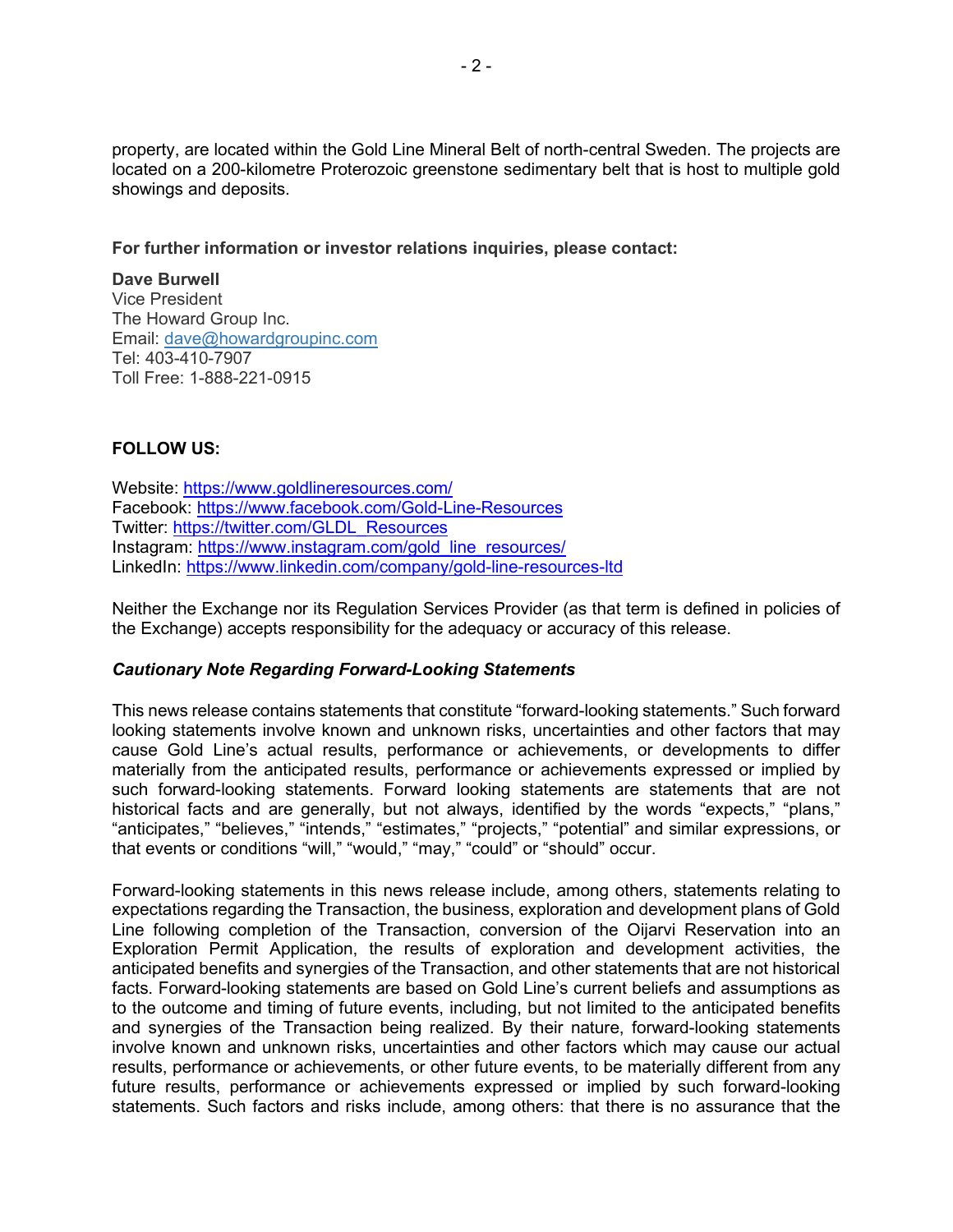property, are located within the Gold Line Mineral Belt of north-central Sweden. The projects are located on a 200-kilometre Proterozoic greenstone sedimentary belt that is host to multiple gold showings and deposits.

**For further information or investor relations inquiries, please contact:**

**Dave Burwell**
Vice President
The Howard Group Inc.
Email: dave@howardgroupinc.com
Tel: 403-410-7907
Toll Free: 1-888-221-0915

**FOLLOW US:**

Website: https://www.goldlineresources.com/
Facebook: https://www.facebook.com/Gold-Line-Resources
Twitter: https://twitter.com/GLDL_Resources
Instagram: https://www.instagram.com/gold_line_resources/
LinkedIn: https://www.linkedin.com/company/gold-line-resources-ltd

Neither the Exchange nor its Regulation Services Provider (as that term is defined in policies of the Exchange) accepts responsibility for the adequacy or accuracy of this release.

***Cautionary Note Regarding Forward-Looking Statements***

This news release contains statements that constitute "forward-looking statements." Such forward looking statements involve known and unknown risks, uncertainties and other factors that may cause Gold Line's actual results, performance or achievements, or developments to differ materially from the anticipated results, performance or achievements expressed or implied by such forward-looking statements. Forward looking statements are statements that are not historical facts and are generally, but not always, identified by the words "expects," "plans," "anticipates," "believes," "intends," "estimates," "projects," "potential" and similar expressions, or that events or conditions "will," "would," "may," "could" or "should" occur.

Forward-looking statements in this news release include, among others, statements relating to expectations regarding the Transaction, the business, exploration and development plans of Gold Line following completion of the Transaction, conversion of the Oijarvi Reservation into an Exploration Permit Application, the results of exploration and development activities, the anticipated benefits and synergies of the Transaction, and other statements that are not historical facts. Forward-looking statements are based on Gold Line's current beliefs and assumptions as to the outcome and timing of future events, including, but not limited to the anticipated benefits and synergies of the Transaction being realized. By their nature, forward-looking statements involve known and unknown risks, uncertainties and other factors which may cause our actual results, performance or achievements, or other future events, to be materially different from any future results, performance or achievements expressed or implied by such forward-looking statements. Such factors and risks include, among others: that there is no assurance that the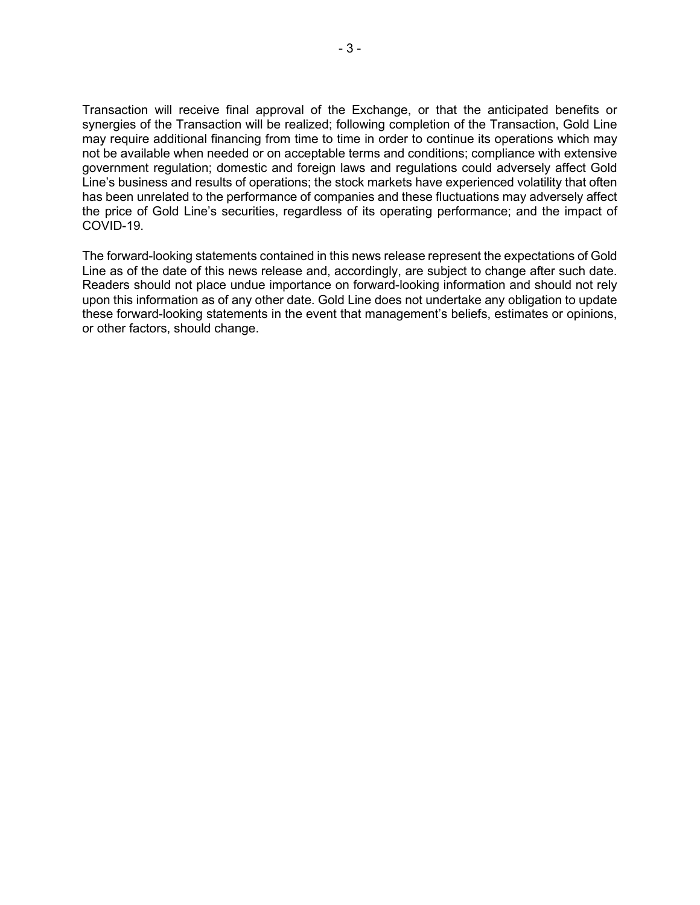Transaction will receive final approval of the Exchange, or that the anticipated benefits or synergies of the Transaction will be realized; following completion of the Transaction, Gold Line may require additional financing from time to time in order to continue its operations which may not be available when needed or on acceptable terms and conditions; compliance with extensive government regulation; domestic and foreign laws and regulations could adversely affect Gold Line's business and results of operations; the stock markets have experienced volatility that often has been unrelated to the performance of companies and these fluctuations may adversely affect the price of Gold Line's securities, regardless of its operating performance; and the impact of COVID-19.

The forward-looking statements contained in this news release represent the expectations of Gold Line as of the date of this news release and, accordingly, are subject to change after such date. Readers should not place undue importance on forward-looking information and should not rely upon this information as of any other date. Gold Line does not undertake any obligation to update these forward-looking statements in the event that management's beliefs, estimates or opinions, or other factors, should change.